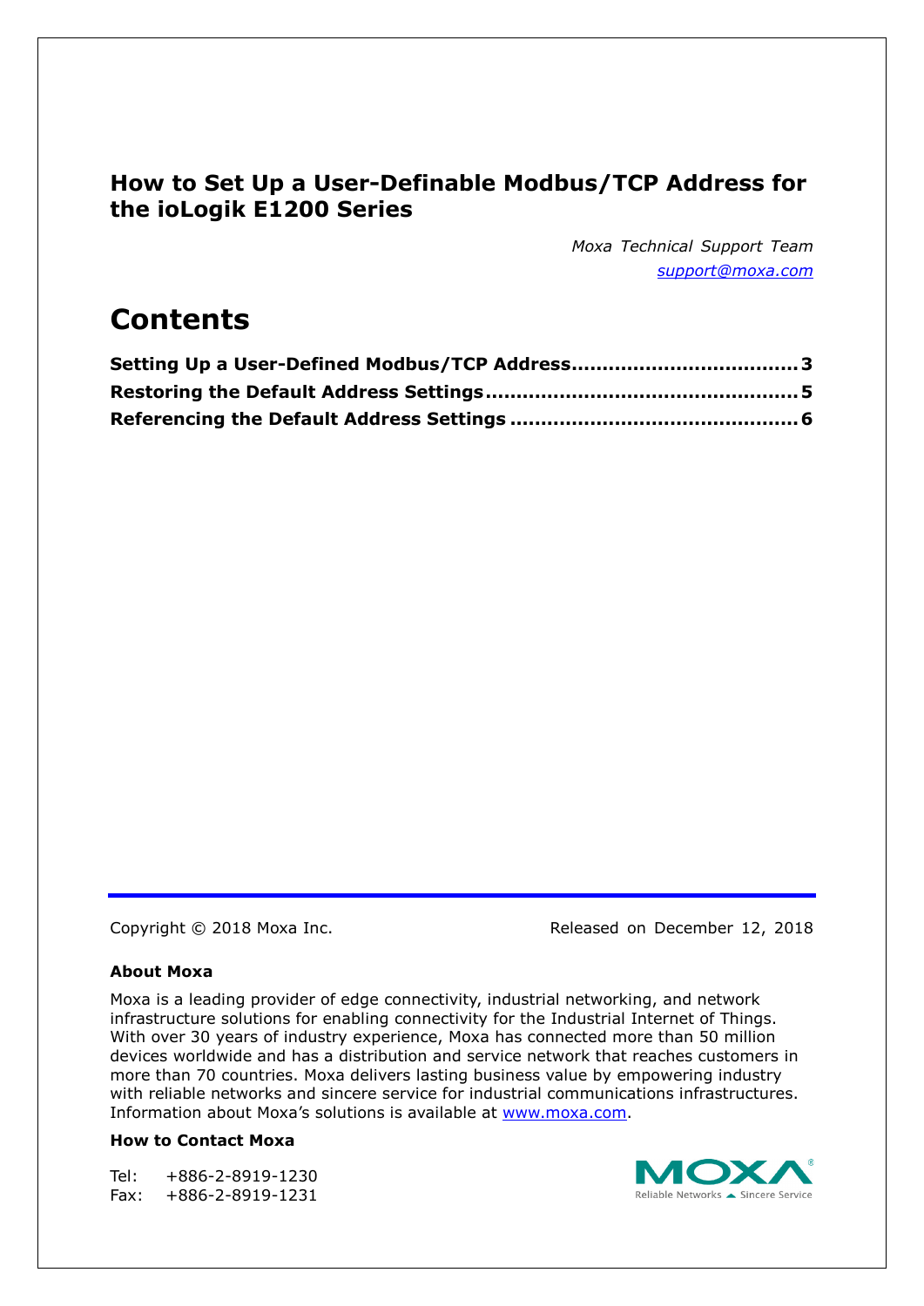# How to Set Up a User-Definable Modbus/TCP Address for the ioLogik E1200 Series

*Moxa Technical Support Team*
*support@moxa.com*

## Contents

**Setting Up a User-Defined Modbus/TCP Address .................................... 3**
**Restoring the Default Address Settings .................................................. 5**
**Referencing the Default Address Settings ............................................. 6**

Copyright © 2018 Moxa Inc. Released on December 12, 2018

**About Moxa**

Moxa is a leading provider of edge connectivity, industrial networking, and network infrastructure solutions for enabling connectivity for the Industrial Internet of Things. With over 30 years of industry experience, Moxa has connected more than 50 million devices worldwide and has a distribution and service network that reaches customers in more than 70 countries. Moxa delivers lasting business value by empowering industry with reliable networks and sincere service for industrial communications infrastructures. Information about Moxa's solutions is available at www.moxa.com.

**How to Contact Moxa**

Tel: +886-2-8919-1230
Fax: +886-2-8919-1231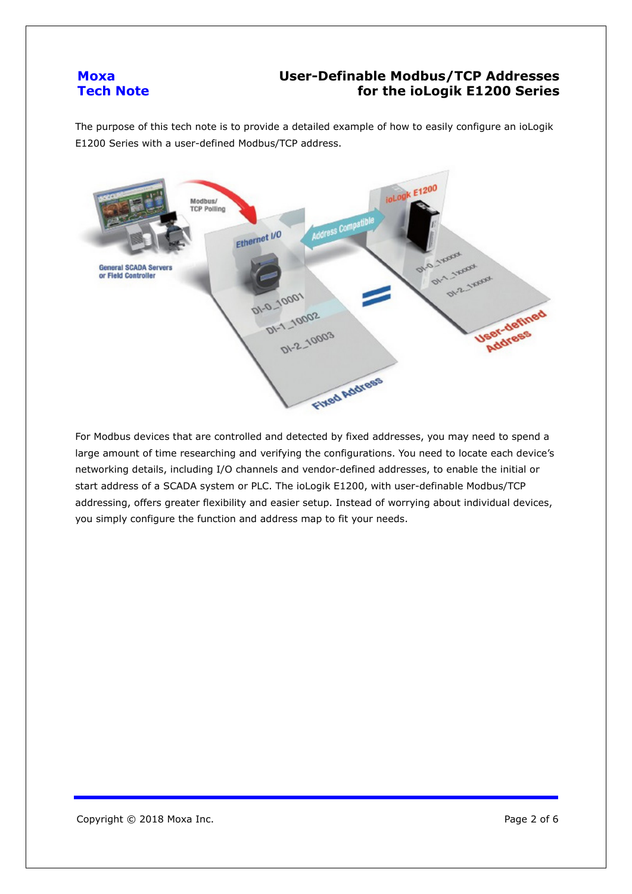The purpose of this tech note is to provide a detailed example of how to easily configure an ioLogik E1200 Series with a user-defined Modbus/TCP address.

For Modbus devices that are controlled and detected by fixed addresses, you may need to spend a large amount of time researching and verifying the configurations. You need to locate each device's networking details, including I/O channels and vendor-defined addresses, to enable the initial or start address of a SCADA system or PLC. The ioLogik E1200, with user-definable Modbus/TCP addressing, offers greater flexibility and easier setup. Instead of worrying about individual devices, you simply configure the function and address map to fit your needs.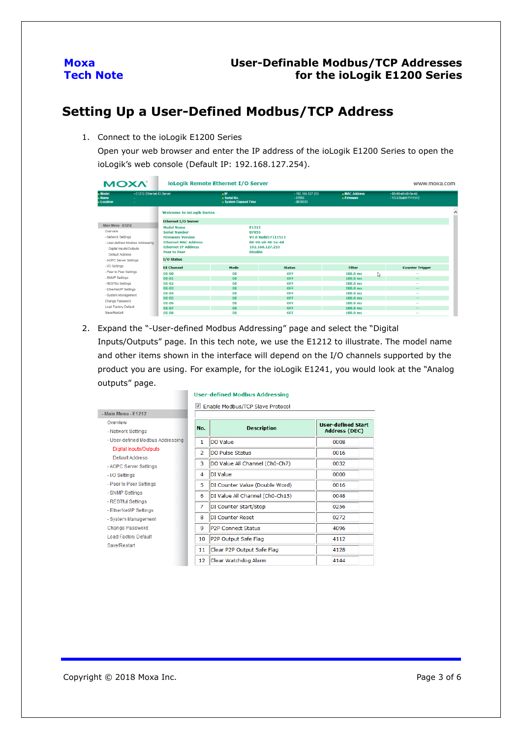## Setting Up a User-Defined Modbus/TCP Address

1. Connect to the ioLogik E1200 Series

   Open your web browser and enter the IP address of the ioLogik E1200 Series to open the ioLogik's web console (Default IP: 192.168.127.254).

2. Expand the "-User-defined Modbus Addressing" page and select the "Digital Inputs/Outputs" page. In this tech note, we use the E1212 to illustrate. The model name and other items shown in the interface will depend on the I/O channels supported by the product you are using. For example, for the ioLogik E1241, you would look at the "Analog outputs" page.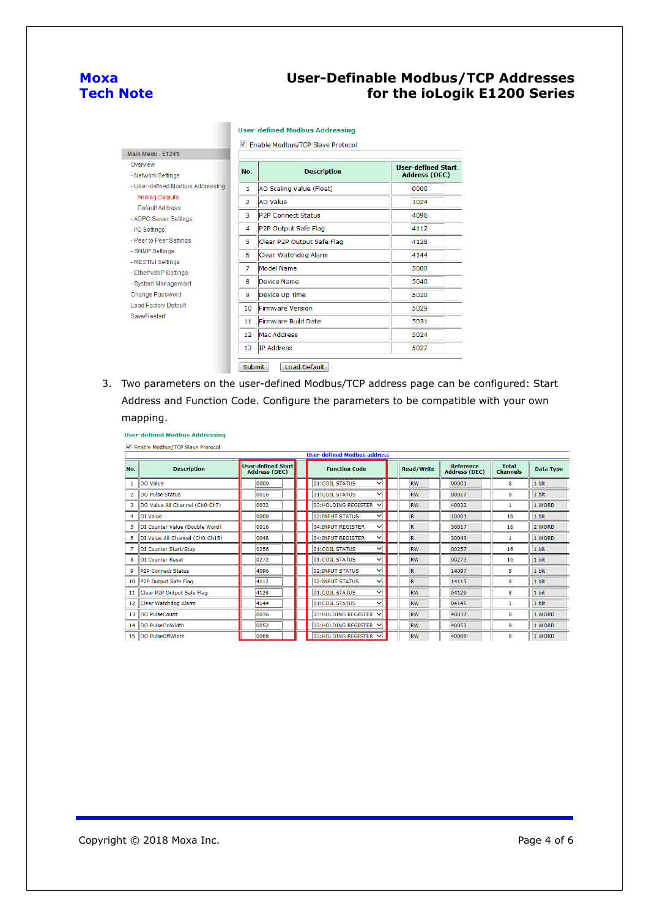**Moxa Tech Note** — User-Definable Modbus/TCP Addresses for the ioLogik E1200 Series

- Main Menu - E1241
  - Overview
  - Network Settings
  - User-defined Modbus Addressing
    - Analog Outputs
    - Default Address
  - AOPC Server Settings
  - I/O Settings
  - Peer to Peer Settings
  - SNMP Settings
  - RESTful Settings
  - EtherNet/IP Settings
  - System Management
  - Change Password
  - Load Factory Default
  - Save/Restart

**User-defined Modbus Addressing**

☑ Enable Modbus/TCP Slave Protocol

| No. | Description | User-defined Start Address (DEC) |
|---|---|---|
| 1 | AO Scaling Value (Float) | 0000 |
| 2 | AO Value | 1024 |
| 3 | P2P Connect Status | 4096 |
| 4 | P2P Output Safe Flag | 4112 |
| 5 | Clear P2P Output Safe Flag | 4128 |
| 6 | Clear Watchdog Alarm | 4144 |
| 7 | Model Name | 5000 |
| 8 | Device Name | 5040 |
| 9 | Device Up Time | 5020 |
| 10 | Firmware Version | 5029 |
| 11 | Firmware Build Date | 5031 |
| 12 | Mac Address | 5024 |
| 13 | IP Address | 5027 |

Submit | Load Default

3. Two parameters on the user-defined Modbus/TCP address page can be configured: Start Address and Function Code. Configure the parameters to be compatible with your own mapping.

**User-defined Modbus Addressing**

☑ Enable Modbus/TCP Slave Protocol

User-defined Modbus address

| No. | Description | User-defined Start Address (DEC) | Function Code | Read/Write | Reference Address (DEC) | Total Channels | Data Type |
|---|---|---|---|---|---|---|---|
| 1 | DO Value | 0000 | 01:COIL STATUS | RW | 00001 | 8 | 1 bit |
| 2 | DO Pulse Status | 0016 | 01:COIL STATUS | RW | 00017 | 8 | 1 bit |
| 3 | DO Value All Channel (Ch0-Ch7) | 0032 | 03:HOLDING REGISTER | RW | 40033 | 1 | 1 WORD |
| 4 | DI Value | 0000 | 02:INPUT STATUS | R | 10001 | 16 | 1 bit |
| 5 | DI Counter Value (Double Word) | 0016 | 04:INPUT REGISTER | R | 30017 | 16 | 2 WORD |
| 6 | DI Value All Channel (Ch0-Ch15) | 0048 | 04:INPUT REGISTER | R | 30049 | 1 | 1 WORD |
| 7 | DI Counter Start/Stop | 0256 | 01:COIL STATUS | RW | 00257 | 16 | 1 bit |
| 8 | DI Counter Reset | 0272 | 01:COIL STATUS | RW | 00273 | 16 | 1 bit |
| 9 | P2P Connect Status | 4096 | 02:INPUT STATUS | R | 14097 | 8 | 1 bit |
| 10 | P2P Output Safe Flag | 4112 | 02:INPUT STATUS | R | 14113 | 8 | 1 bit |
| 11 | Clear P2P Output Safe Flag | 4128 | 01:COIL STATUS | RW | 04129 | 8 | 1 bit |
| 12 | Clear Watchdog Alarm | 4144 | 01:COIL STATUS | RW | 04145 | 1 | 1 bit |
| 13 | DO PulseCount | 0036 | 03:HOLDING REGISTER | RW | 40037 | 8 | 1 WORD |
| 14 | DO PulseOnWidth | 0052 | 03:HOLDING REGISTER | RW | 40053 | 8 | 1 WORD |
| 15 | DO PulseOffWidth | 0068 | 03:HOLDING REGISTER | RW | 40069 | 8 | 1 WORD |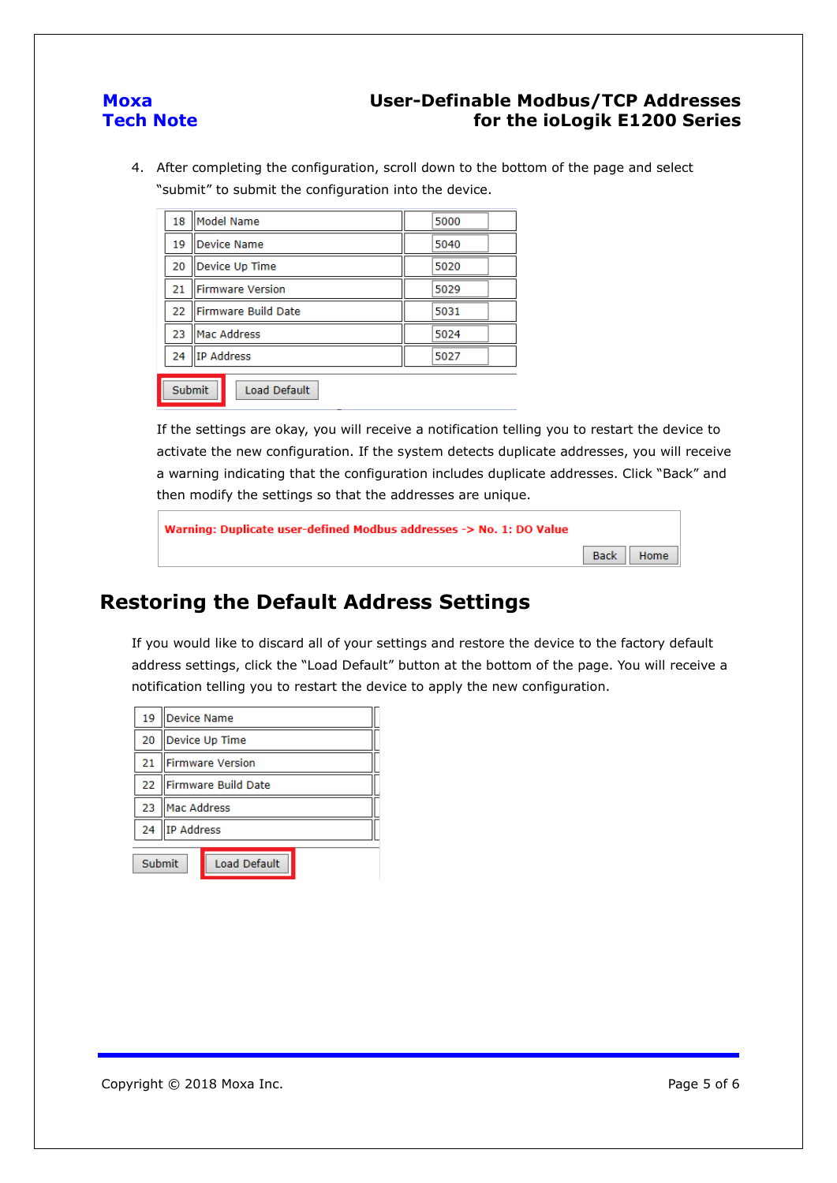4. After completing the configuration, scroll down to the bottom of the page and select "submit" to submit the configuration into the device.

| | | |
|---|---|---|
| 18 | Model Name | 5000 |
| 19 | Device Name | 5040 |
| 20 | Device Up Time | 5020 |
| 21 | Firmware Version | 5029 |
| 22 | Firmware Build Date | 5031 |
| 23 | Mac Address | 5024 |
| 24 | IP Address | 5027 |

Submit | Load Default

If the settings are okay, you will receive a notification telling you to restart the device to activate the new configuration. If the system detects duplicate addresses, you will receive a warning indicating that the configuration includes duplicate addresses. Click "Back" and then modify the settings so that the addresses are unique.

**Warning: Duplicate user-defined Modbus addresses -> No. 1: DO Value**

Back | Home

## Restoring the Default Address Settings

If you would like to discard all of your settings and restore the device to the factory default address settings, click the "Load Default" button at the bottom of the page. You will receive a notification telling you to restart the device to apply the new configuration.

| | |
|---|---|
| 19 | Device Name |
| 20 | Device Up Time |
| 21 | Firmware Version |
| 22 | Firmware Build Date |
| 23 | Mac Address |
| 24 | IP Address |

Submit | Load Default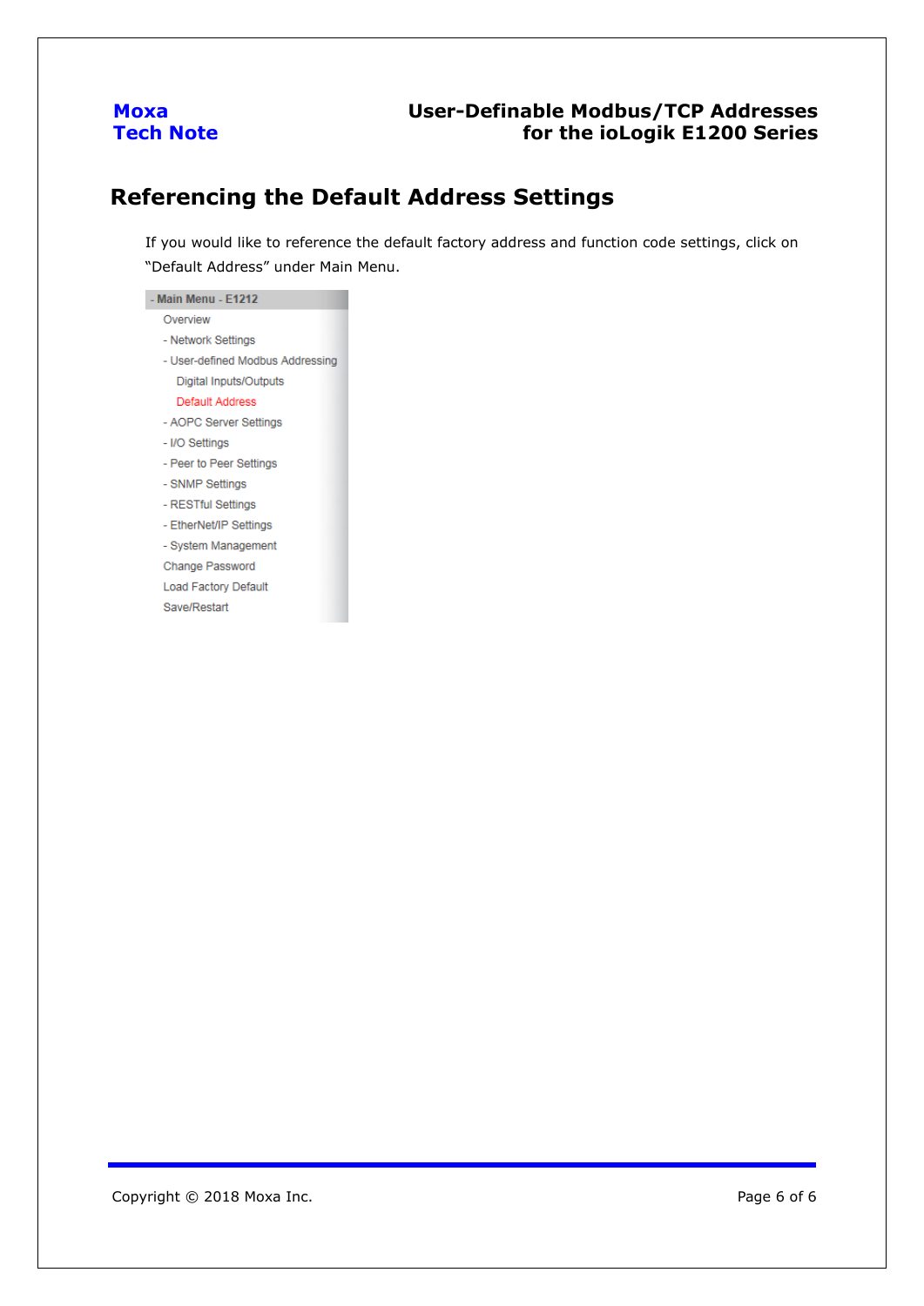## Referencing the Default Address Settings

If you would like to reference the default factory address and function code settings, click on "Default Address" under Main Menu.

- Main Menu - E1212
  - Overview
  - Network Settings
  - User-defined Modbus Addressing
    - Digital Inputs/Outputs
    - Default Address
  - AOPC Server Settings
  - I/O Settings
  - Peer to Peer Settings
  - SNMP Settings
  - RESTful Settings
  - EtherNet/IP Settings
  - System Management
  - Change Password
  - Load Factory Default
  - Save/Restart